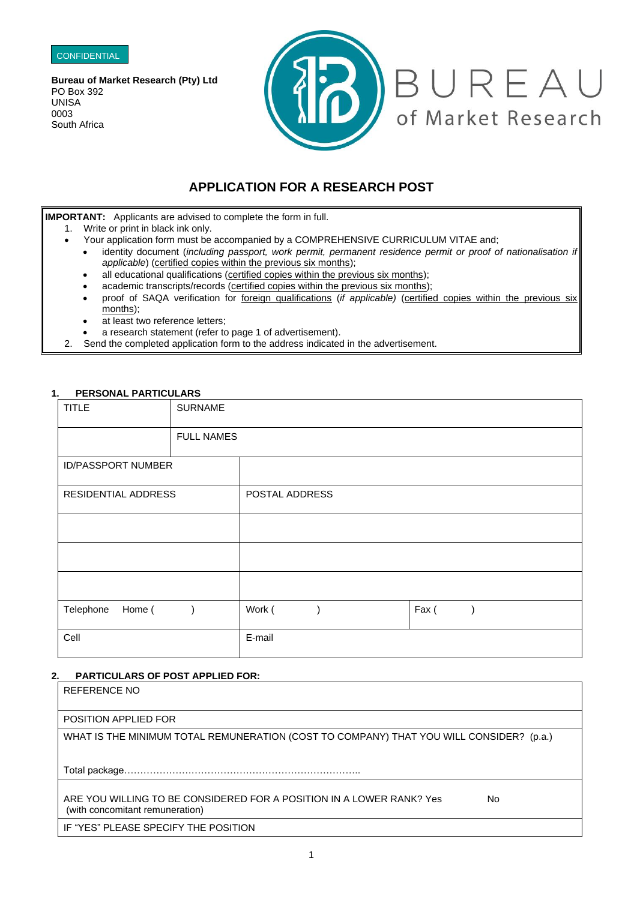CONFIDENTIAL

**Bureau of Market Research (Pty) Ltd**
PO Box 392
UNISA
0003
South Africa

BUREAU of Market Research

# APPLICATION FOR A RESEARCH POST

**IMPORTANT:** Applicants are advised to complete the form in full.

1. Write or print in black ink only.

- Your application form must be accompanied by a COMPREHENSIVE CURRICULUM VITAE and;
  - identity document (*including passport, work permit, permanent residence permit or proof of nationalisation if applicable*) (certified copies within the previous six months);
  - all educational qualifications (certified copies within the previous six months);
  - academic transcripts/records (certified copies within the previous six months);
  - proof of SAQA verification for foreign qualifications (*if applicable)* (certified copies within the previous six months);
  - at least two reference letters;
  - a research statement (refer to page 1 of advertisement).

2. Send the completed application form to the address indicated in the advertisement.

## 1. PERSONAL PARTICULARS

| TITLE | SURNAME | |
|---|---|---|
| | FULL NAMES | |
| ID/PASSPORT NUMBER | | |
| RESIDENTIAL ADDRESS | POSTAL ADDRESS | |
| | | |
| | | |
| | | |
| Telephone Home ( ) | Work ( ) | Fax ( ) |
| Cell | E-mail | |

## 2. PARTICULARS OF POST APPLIED FOR:

| REFERENCE NO |
|---|
| POSITION APPLIED FOR |
| WHAT IS THE MINIMUM TOTAL REMUNERATION (COST TO COMPANY) THAT YOU WILL CONSIDER? (p.a.)<br><br>Total package………………………………………………………………. |
| ARE YOU WILLING TO BE CONSIDERED FOR A POSITION IN A LOWER RANK? Yes No<br>(with concomitant remuneration) |
| IF "YES" PLEASE SPECIFY THE POSITION |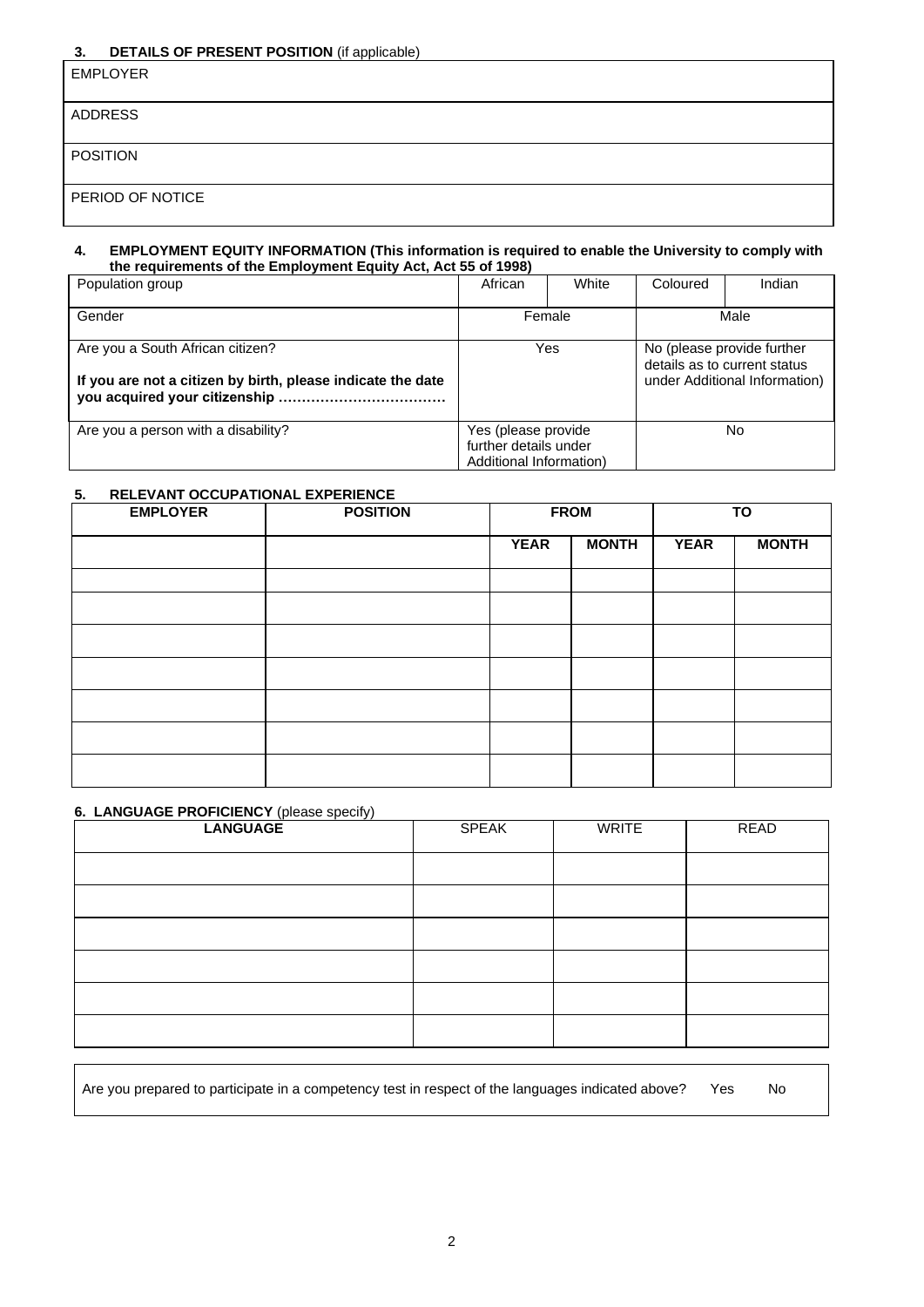### 3. DETAILS OF PRESENT POSITION (if applicable)

| EMPLOYER |
|---|
| ADDRESS |
| POSITION |
| PERIOD OF NOTICE |

### 4. EMPLOYMENT EQUITY INFORMATION (This information is required to enable the University to comply with the requirements of the Employment Equity Act, Act 55 of 1998)

| Population group | African | White | Coloured | Indian |
|---|---|---|---|---|
| Gender | Female | | Male | |
| Are you a South African citizen?<br><br>**If you are not a citizen by birth, please indicate the date you acquired your citizenship ………………………………** | Yes | | No (please provide further details as to current status under Additional Information) | |
| Are you a person with a disability? | Yes (please provide further details under Additional Information) | | No | |

### 5. RELEVANT OCCUPATIONAL EXPERIENCE

| EMPLOYER | POSITION | FROM | | TO | |
|---|---|---|---|---|---|
| | | **YEAR** | **MONTH** | **YEAR** | **MONTH** |
| | | | | | |
| | | | | | |
| | | | | | |
| | | | | | |
| | | | | | |
| | | | | | |
| | | | | | |

### 6. LANGUAGE PROFICIENCY (please specify)

| LANGUAGE | SPEAK | WRITE | READ |
|---|---|---|---|
| | | | |
| | | | |
| | | | |
| | | | |
| | | | |
| | | | |

Are you prepared to participate in a competency test in respect of the languages indicated above? Yes No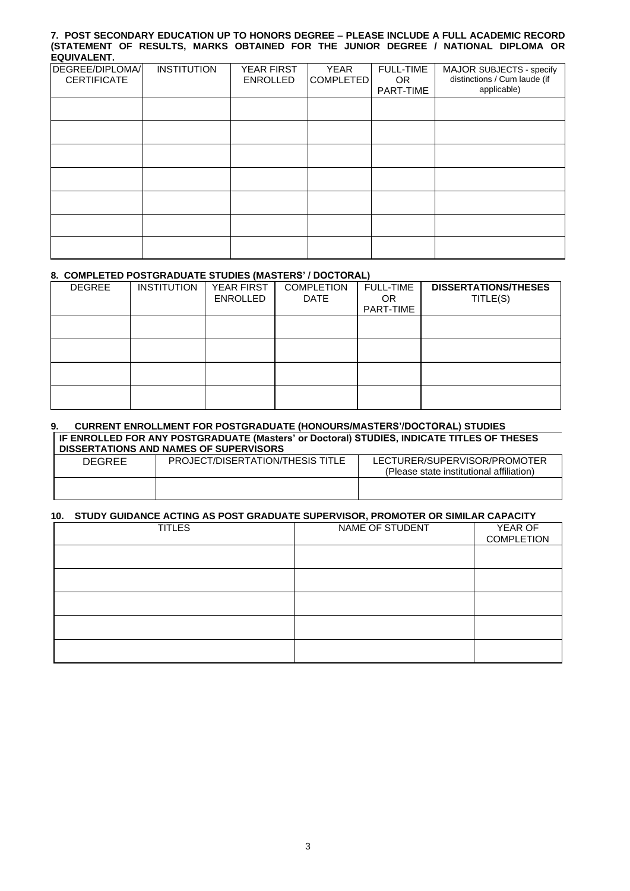**7. POST SECONDARY EDUCATION UP TO HONORS DEGREE – PLEASE INCLUDE A FULL ACADEMIC RECORD (STATEMENT OF RESULTS, MARKS OBTAINED FOR THE JUNIOR DEGREE / NATIONAL DIPLOMA OR EQUIVALENT.**

| DEGREE/DIPLOMA/ CERTIFICATE | INSTITUTION | YEAR FIRST ENROLLED | YEAR COMPLETED | FULL-TIME OR PART-TIME | MAJOR SUBJECTS - specify distinctions / Cum laude (if applicable) |
|---|---|---|---|---|---|
| | | | | | |
| | | | | | |
| | | | | | |
| | | | | | |
| | | | | | |
| | | | | | |
| | | | | | |

**8. COMPLETED POSTGRADUATE STUDIES (MASTERS' / DOCTORAL)**

| DEGREE | INSTITUTION | YEAR FIRST ENROLLED | COMPLETION DATE | FULL-TIME OR PART-TIME | **DISSERTATIONS/THESES** TITLE(S) |
|---|---|---|---|---|---|
| | | | | | |
| | | | | | |
| | | | | | |
| | | | | | |

**9. CURRENT ENROLLMENT FOR POSTGRADUATE (HONOURS/MASTERS'/DOCTORAL) STUDIES**

**IF ENROLLED FOR ANY POSTGRADUATE (Masters' or Doctoral) STUDIES, INDICATE TITLES OF THESES DISSERTATIONS AND NAMES OF SUPERVISORS**

| DEGREE | PROJECT/DISERTATION/THESIS TITLE | LECTURER/SUPERVISOR/PROMOTER (Please state institutional affiliation) |
|---|---|---|
| | | |

**10. STUDY GUIDANCE ACTING AS POST GRADUATE SUPERVISOR, PROMOTER OR SIMILAR CAPACITY**

| TITLES | NAME OF STUDENT | YEAR OF COMPLETION |
|---|---|---|
| | | |
| | | |
| | | |
| | | |
| | | |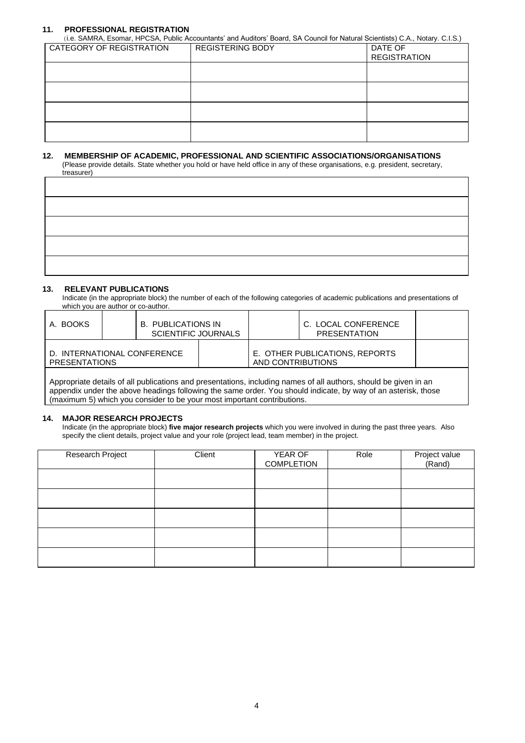## 11. PROFESSIONAL REGISTRATION

(i.e. SAMRA, Esomar, HPCSA, Public Accountants' and Auditors' Board, SA Council for Natural Scientists) C.A., Notary. C.I.S.)

| CATEGORY OF REGISTRATION | REGISTERING BODY | DATE OF REGISTRATION |
|---|---|---|
| | | |
| | | |
| | | |
| | | |

## 12. MEMBERSHIP OF ACADEMIC, PROFESSIONAL AND SCIENTIFIC ASSOCIATIONS/ORGANISATIONS

(Please provide details. State whether you hold or have held office in any of these organisations, e.g. president, secretary, treasurer)

| |
|---|
| |
| |
| |
| |
| |

## 13. RELEVANT PUBLICATIONS

Indicate (in the appropriate block) the number of each of the following categories of academic publications and presentations of which you are author or co-author.

| A. BOOKS | | B. PUBLICATIONS IN SCIENTIFIC JOURNALS | | C. LOCAL CONFERENCE PRESENTATION | |
|---|---|---|---|---|---|
| D. INTERNATIONAL CONFERENCE PRESENTATIONS | | | E. OTHER PUBLICATIONS, REPORTS AND CONTRIBUTIONS | | |

Appropriate details of all publications and presentations, including names of all authors, should be given in an appendix under the above headings following the same order. You should indicate, by way of an asterisk, those (maximum 5) which you consider to be your most important contributions.

## 14. MAJOR RESEARCH PROJECTS

Indicate (in the appropriate block) **five major research projects** which you were involved in during the past three years. Also specify the client details, project value and your role (project lead, team member) in the project.

| Research Project | Client | YEAR OF COMPLETION | Role | Project value (Rand) |
|---|---|---|---|---|
| | | | | |
| | | | | |
| | | | | |
| | | | | |
| | | | | |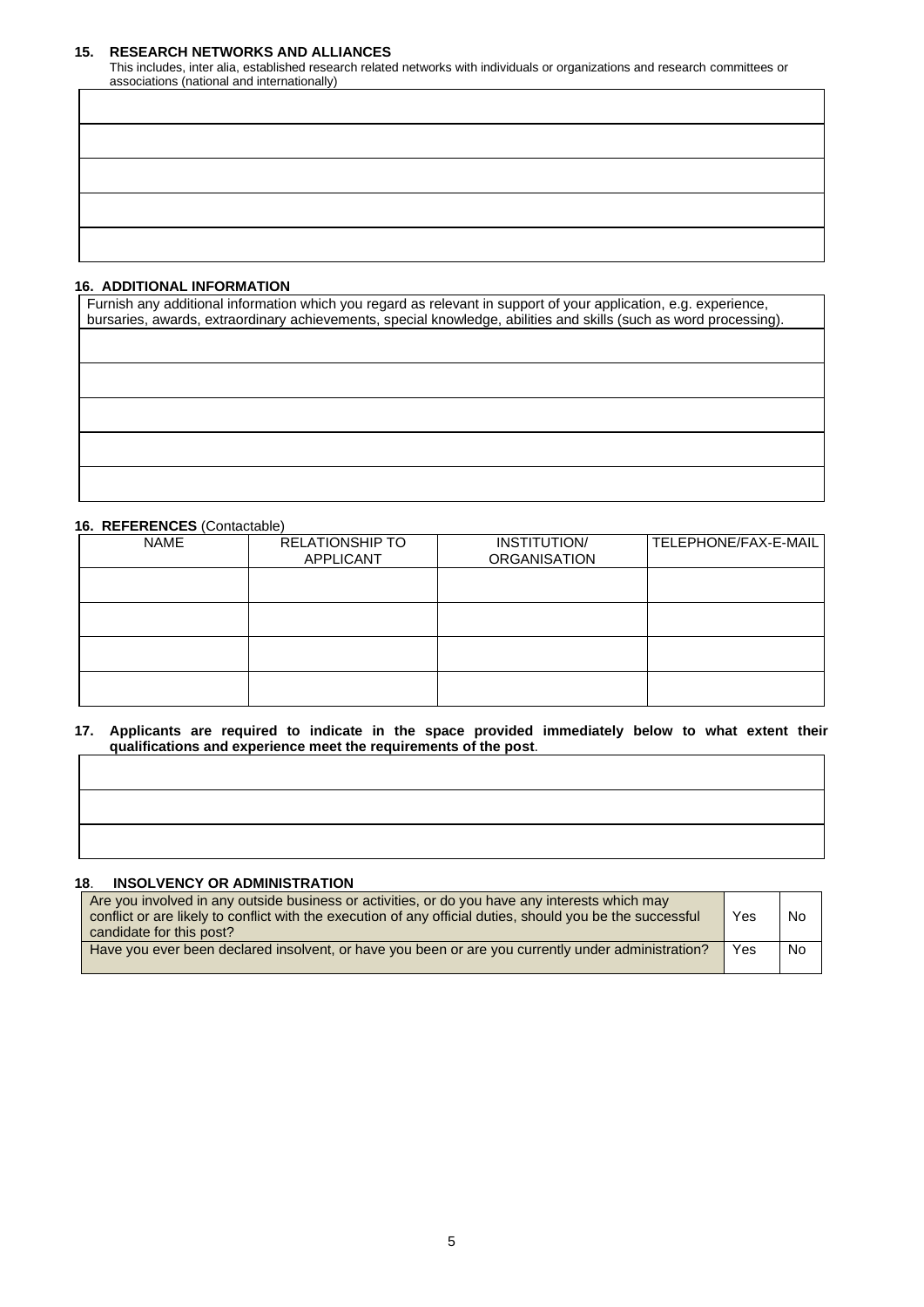## 15. RESEARCH NETWORKS AND ALLIANCES

This includes, inter alia, established research related networks with individuals or organizations and research committees or associations (national and internationally)

| |
|---|
| |
| |
| |
| |
| |

## 16. ADDITIONAL INFORMATION

| Furnish any additional information which you regard as relevant in support of your application, e.g. experience, bursaries, awards, extraordinary achievements, special knowledge, abilities and skills (such as word processing). |
|---|
| |
| |
| |
| |
| |

## 16. REFERENCES (Contactable)

| NAME | RELATIONSHIP TO APPLICANT | INSTITUTION/ ORGANISATION | TELEPHONE/FAX-E-MAIL |
|---|---|---|---|
| | | | |
| | | | |
| | | | |
| | | | |

## 17. Applicants are required to indicate in the space provided immediately below to what extent their qualifications and experience meet the requirements of the post.

| |
|---|
| |
| |
| |

## 18. INSOLVENCY OR ADMINISTRATION

| | | |
|---|---|---|
| Are you involved in any outside business or activities, or do you have any interests which may conflict or are likely to conflict with the execution of any official duties, should you be the successful candidate for this post? | Yes | No |
| Have you ever been declared insolvent, or have you been or are you currently under administration? | Yes | No |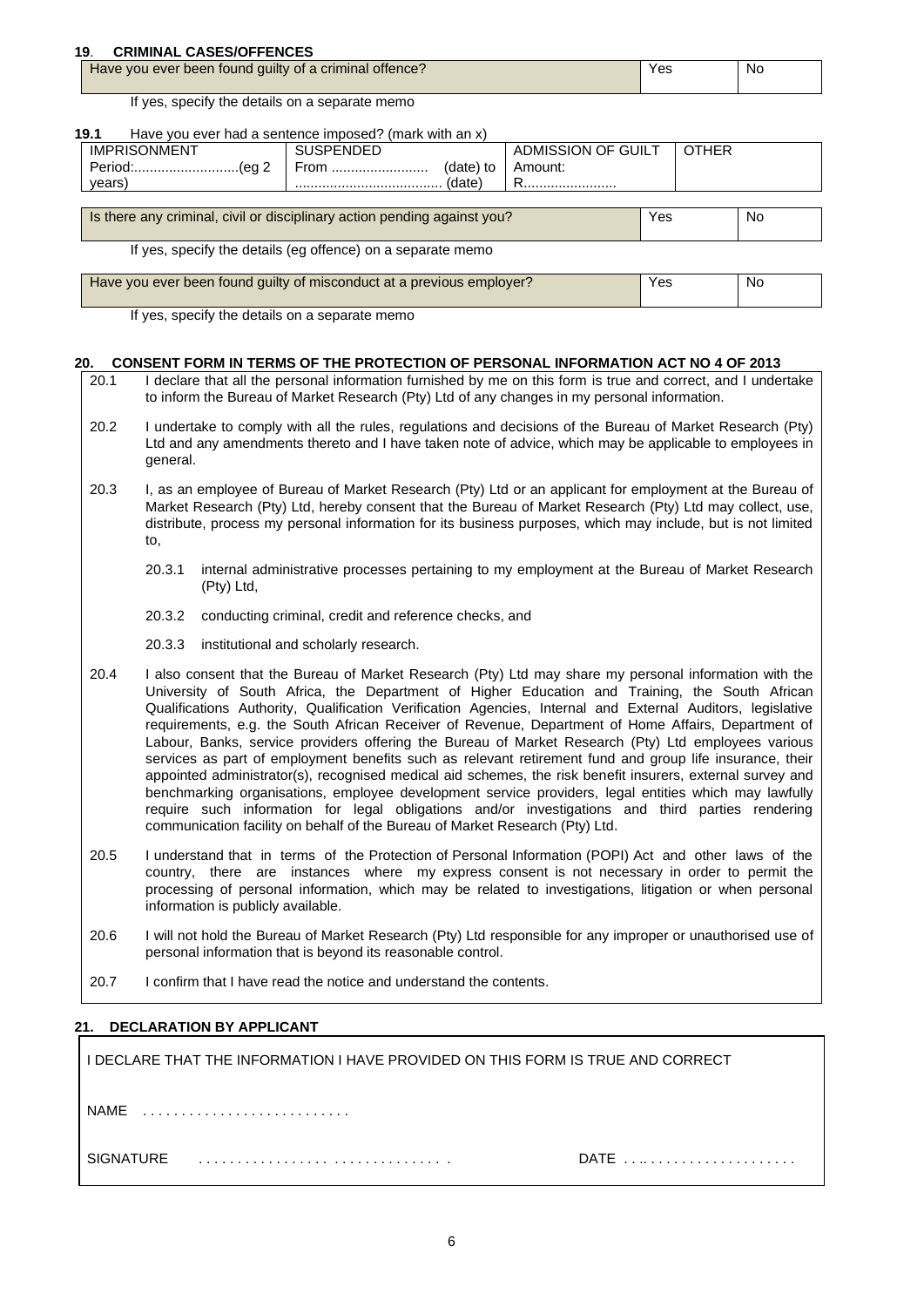## 19. CRIMINAL CASES/OFFENCES

| | | |
|---|---|---|
| Have you ever been found guilty of a criminal offence? | Yes | No |

If yes, specify the details on a separate memo

**19.1** Have you ever had a sentence imposed? (mark with an x)

| IMPRISONMENT | SUSPENDED | ADMISSION OF GUILT | OTHER |
|---|---|---|---|
| Period:...........................(eg 2 years) | From ........................ (date) to ..................................... (date) | Amount: R........................ | |

| | | |
|---|---|---|
| Is there any criminal, civil or disciplinary action pending against you? | Yes | No |

If yes, specify the details (eg offence) on a separate memo

| | | |
|---|---|---|
| Have you ever been found guilty of misconduct at a previous employer? | Yes | No |

If yes, specify the details on a separate memo

## 20. CONSENT FORM IN TERMS OF THE PROTECTION OF PERSONAL INFORMATION ACT NO 4 OF 2013

20.1 I declare that all the personal information furnished by me on this form is true and correct, and I undertake to inform the Bureau of Market Research (Pty) Ltd of any changes in my personal information.

20.2 I undertake to comply with all the rules, regulations and decisions of the Bureau of Market Research (Pty) Ltd and any amendments thereto and I have taken note of advice, which may be applicable to employees in general.

20.3 I, as an employee of Bureau of Market Research (Pty) Ltd or an applicant for employment at the Bureau of Market Research (Pty) Ltd, hereby consent that the Bureau of Market Research (Pty) Ltd may collect, use, distribute, process my personal information for its business purposes, which may include, but is not limited to,

- 20.3.1 internal administrative processes pertaining to my employment at the Bureau of Market Research (Pty) Ltd,
- 20.3.2 conducting criminal, credit and reference checks, and
- 20.3.3 institutional and scholarly research.

20.4 I also consent that the Bureau of Market Research (Pty) Ltd may share my personal information with the University of South Africa, the Department of Higher Education and Training, the South African Qualifications Authority, Qualification Verification Agencies, Internal and External Auditors, legislative requirements, e.g. the South African Receiver of Revenue, Department of Home Affairs, Department of Labour, Banks, service providers offering the Bureau of Market Research (Pty) Ltd employees various services as part of employment benefits such as relevant retirement fund and group life insurance, their appointed administrator(s), recognised medical aid schemes, the risk benefit insurers, external survey and benchmarking organisations, employee development service providers, legal entities which may lawfully require such information for legal obligations and/or investigations and third parties rendering communication facility on behalf of the Bureau of Market Research (Pty) Ltd.

20.5 I understand that in terms of the Protection of Personal Information (POPI) Act and other laws of the country, there are instances where my express consent is not necessary in order to permit the processing of personal information, which may be related to investigations, litigation or when personal information is publicly available.

20.6 I will not hold the Bureau of Market Research (Pty) Ltd responsible for any improper or unauthorised use of personal information that is beyond its reasonable control.

20.7 I confirm that I have read the notice and understand the contents.

## 21. DECLARATION BY APPLICANT

I DECLARE THAT THE INFORMATION I HAVE PROVIDED ON THIS FORM IS TRUE AND CORRECT

NAME ..........................

SIGNATURE ................................ DATE ......................